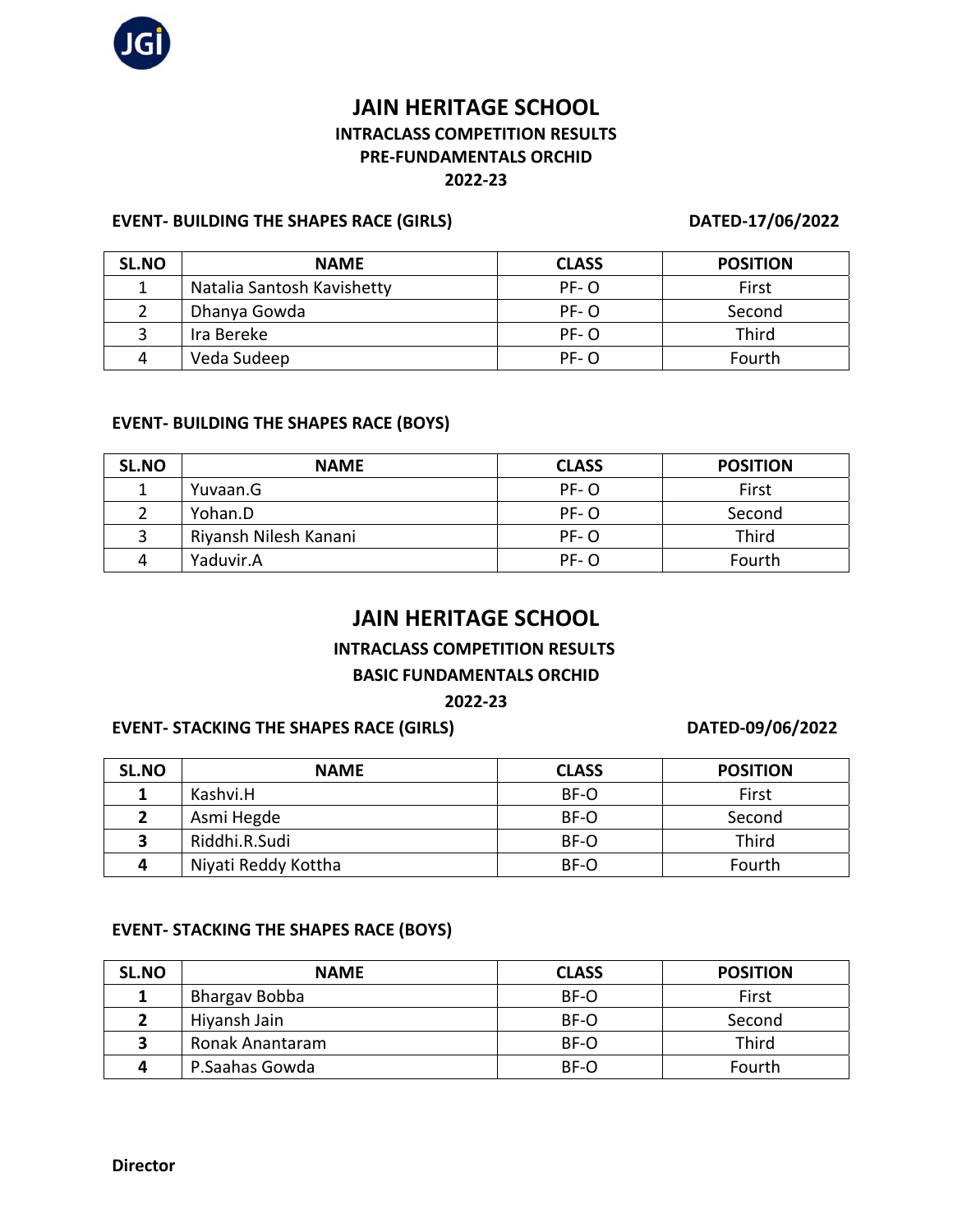# JAIN HERITAGE SCHOOL

**INTRACLASS COMPETITION RESULTS**

**PRE-FUNDAMENTALS ORCHID**

**2022-23**

**EVENT- BUILDING THE SHAPES RACE (GIRLS)** **DATED-17/06/2022**

| SL.NO | NAME | CLASS | POSITION |
|---|---|---|---|
| 1 | Natalia Santosh Kavishetty | PF- O | First |
| 2 | Dhanya Gowda | PF- O | Second |
| 3 | Ira Bereke | PF- O | Third |
| 4 | Veda Sudeep | PF- O | Fourth |

**EVENT- BUILDING THE SHAPES RACE (BOYS)**

| SL.NO | NAME | CLASS | POSITION |
|---|---|---|---|
| 1 | Yuvaan.G | PF- O | First |
| 2 | Yohan.D | PF- O | Second |
| 3 | Riyansh Nilesh Kanani | PF- O | Third |
| 4 | Yaduvir.A | PF- O | Fourth |

# JAIN HERITAGE SCHOOL

**INTRACLASS COMPETITION RESULTS**

**BASIC FUNDAMENTALS ORCHID**

**2022-23**

**EVENT- STACKING THE SHAPES RACE (GIRLS)** **DATED-09/06/2022**

| SL.NO | NAME | CLASS | POSITION |
|---|---|---|---|
| **1** | Kashvi.H | BF-O | First |
| **2** | Asmi Hegde | BF-O | Second |
| **3** | Riddhi.R.Sudi | BF-O | Third |
| **4** | Niyati Reddy Kottha | BF-O | Fourth |

**EVENT- STACKING THE SHAPES RACE (BOYS)**

| SL.NO | NAME | CLASS | POSITION |
|---|---|---|---|
| **1** | Bhargav Bobba | BF-O | First |
| **2** | Hiyansh Jain | BF-O | Second |
| **3** | Ronak Anantaram | BF-O | Third |
| **4** | P.Saahas Gowda | BF-O | Fourth |

**Director**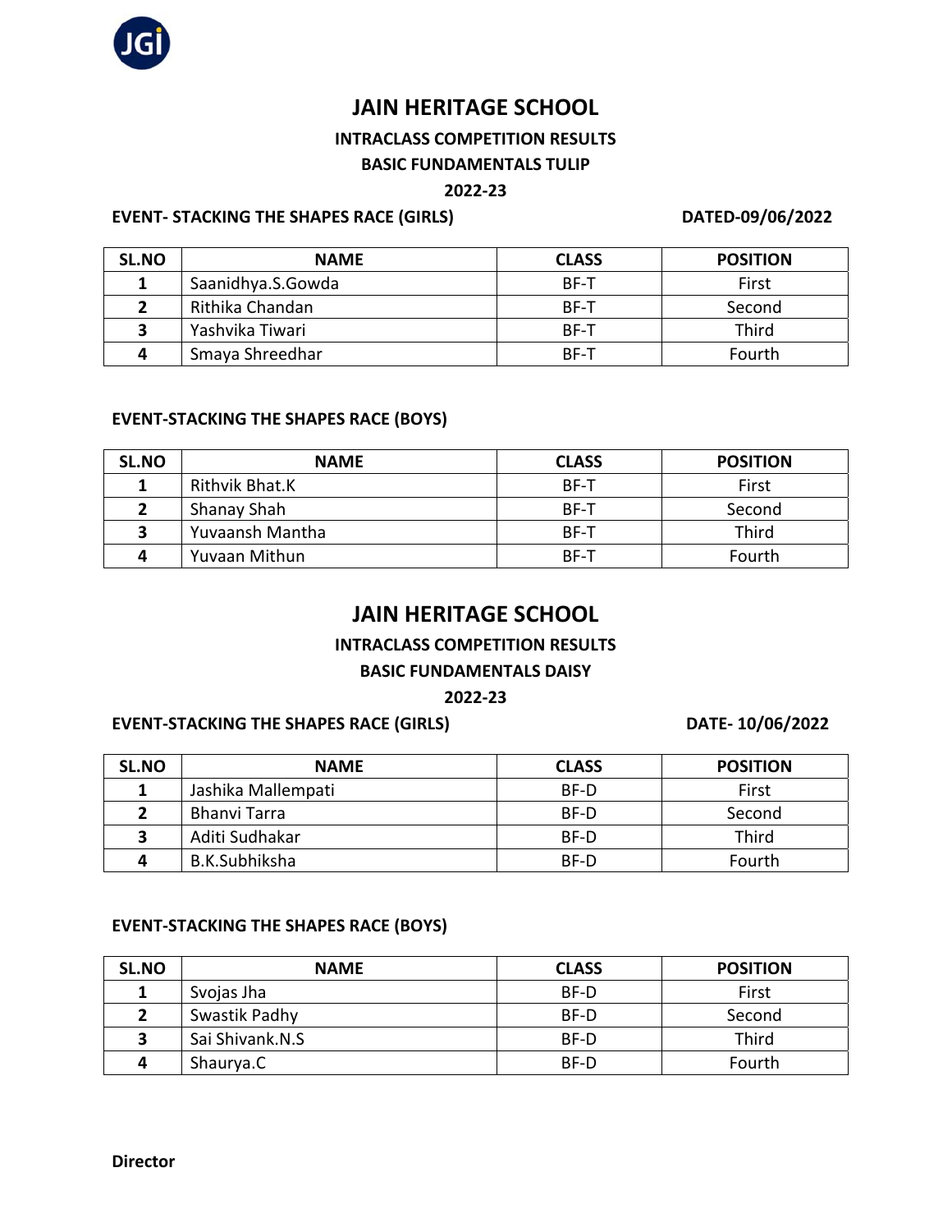# JAIN HERITAGE SCHOOL

**INTRACLASS COMPETITION RESULTS**

**BASIC FUNDAMENTALS TULIP**

**2022-23**

**EVENT- STACKING THE SHAPES RACE (GIRLS)** **DATED-09/06/2022**

| SL.NO | NAME | CLASS | POSITION |
|---|---|---|---|
| 1 | Saanidhya.S.Gowda | BF-T | First |
| 2 | Rithika Chandan | BF-T | Second |
| 3 | Yashvika Tiwari | BF-T | Third |
| 4 | Smaya Shreedhar | BF-T | Fourth |

**EVENT-STACKING THE SHAPES RACE (BOYS)**

| SL.NO | NAME | CLASS | POSITION |
|---|---|---|---|
| 1 | Rithvik Bhat.K | BF-T | First |
| 2 | Shanay Shah | BF-T | Second |
| 3 | Yuvaansh Mantha | BF-T | Third |
| 4 | Yuvaan Mithun | BF-T | Fourth |

# JAIN HERITAGE SCHOOL

**INTRACLASS COMPETITION RESULTS**

**BASIC FUNDAMENTALS DAISY**

**2022-23**

**EVENT-STACKING THE SHAPES RACE (GIRLS)** **DATE- 10/06/2022**

| SL.NO | NAME | CLASS | POSITION |
|---|---|---|---|
| 1 | Jashika Mallempati | BF-D | First |
| 2 | Bhanvi Tarra | BF-D | Second |
| 3 | Aditi Sudhakar | BF-D | Third |
| 4 | B.K.Subhiksha | BF-D | Fourth |

**EVENT-STACKING THE SHAPES RACE (BOYS)**

| SL.NO | NAME | CLASS | POSITION |
|---|---|---|---|
| 1 | Svojas Jha | BF-D | First |
| 2 | Swastik Padhy | BF-D | Second |
| 3 | Sai Shivank.N.S | BF-D | Third |
| 4 | Shaurya.C | BF-D | Fourth |

**Director**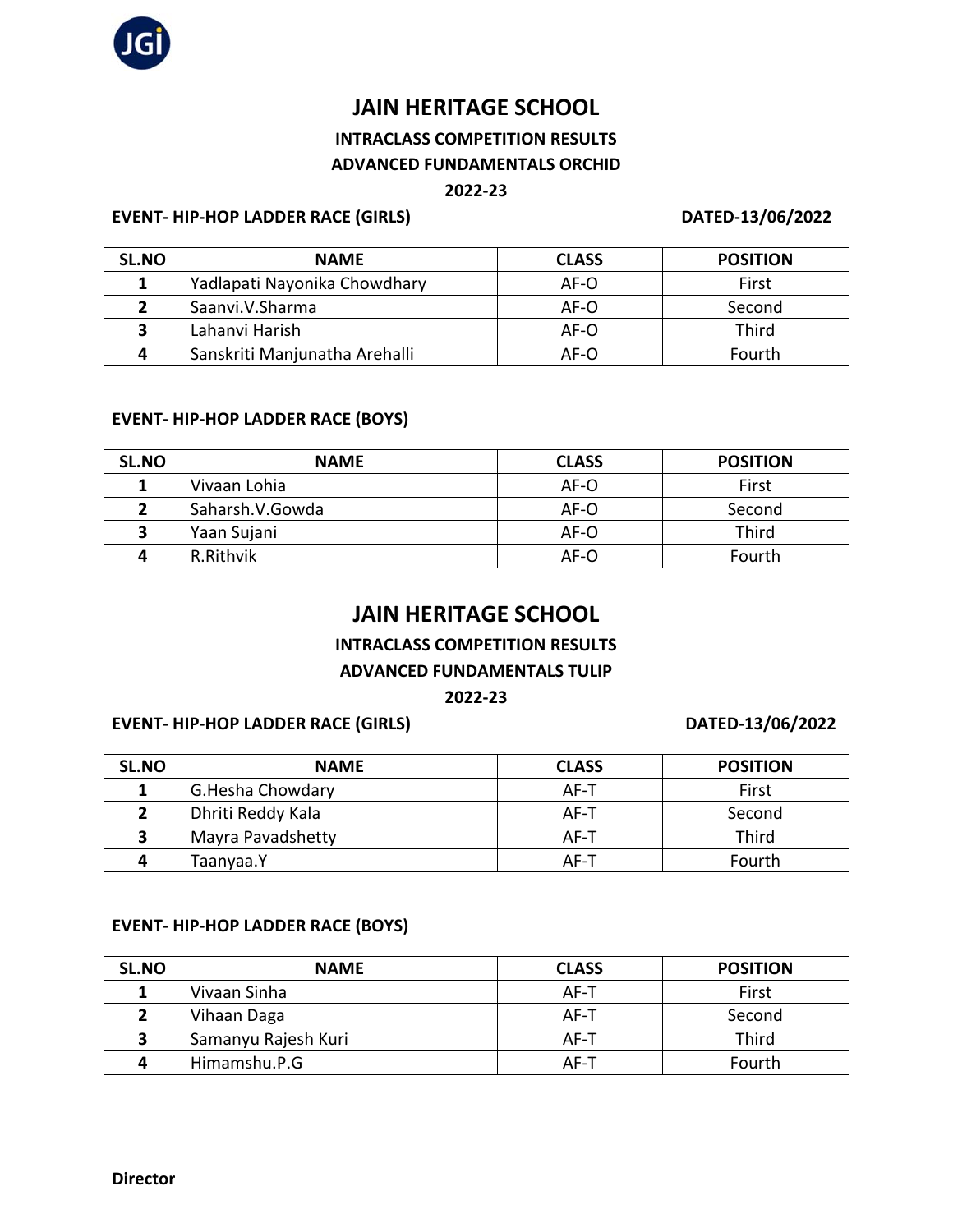# JAIN HERITAGE SCHOOL

## INTRACLASS COMPETITION RESULTS

## ADVANCED FUNDAMENTALS ORCHID

## 2022-23

**EVENT- HIP-HOP LADDER RACE (GIRLS)** **DATED-13/06/2022**

| SL.NO | NAME | CLASS | POSITION |
|---|---|---|---|
| 1 | Yadlapati Nayonika Chowdhary | AF-O | First |
| 2 | Saanvi.V.Sharma | AF-O | Second |
| 3 | Lahanvi Harish | AF-O | Third |
| 4 | Sanskriti Manjunatha Arehalli | AF-O | Fourth |

**EVENT- HIP-HOP LADDER RACE (BOYS)**

| SL.NO | NAME | CLASS | POSITION |
|---|---|---|---|
| 1 | Vivaan Lohia | AF-O | First |
| 2 | Saharsh.V.Gowda | AF-O | Second |
| 3 | Yaan Sujani | AF-O | Third |
| 4 | R.Rithvik | AF-O | Fourth |

# JAIN HERITAGE SCHOOL

## INTRACLASS COMPETITION RESULTS

## ADVANCED FUNDAMENTALS TULIP

## 2022-23

**EVENT- HIP-HOP LADDER RACE (GIRLS)** **DATED-13/06/2022**

| SL.NO | NAME | CLASS | POSITION |
|---|---|---|---|
| 1 | G.Hesha Chowdary | AF-T | First |
| 2 | Dhriti Reddy Kala | AF-T | Second |
| 3 | Mayra Pavadshetty | AF-T | Third |
| 4 | Taanyaa.Y | AF-T | Fourth |

**EVENT- HIP-HOP LADDER RACE (BOYS)**

| SL.NO | NAME | CLASS | POSITION |
|---|---|---|---|
| 1 | Vivaan Sinha | AF-T | First |
| 2 | Vihaan Daga | AF-T | Second |
| 3 | Samanyu Rajesh Kuri | AF-T | Third |
| 4 | Himamshu.P.G | AF-T | Fourth |

**Director**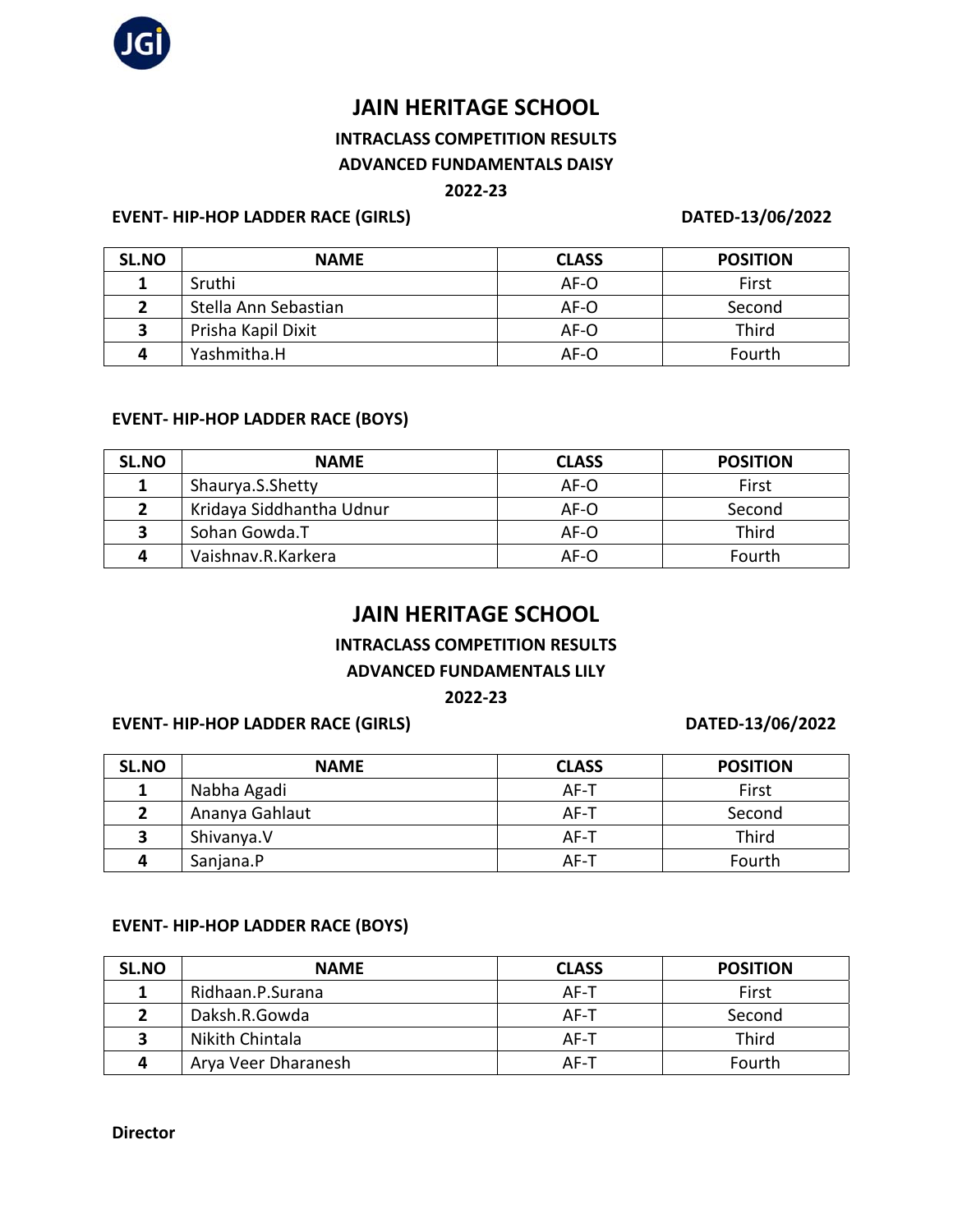# JAIN HERITAGE SCHOOL

## INTRACLASS COMPETITION RESULTS

## ADVANCED FUNDAMENTALS DAISY

## 2022-23

**EVENT- HIP-HOP LADDER RACE (GIRLS)** **DATED-13/06/2022**

| SL.NO | NAME | CLASS | POSITION |
|---|---|---|---|
| 1 | Sruthi | AF-O | First |
| 2 | Stella Ann Sebastian | AF-O | Second |
| 3 | Prisha Kapil Dixit | AF-O | Third |
| 4 | Yashmitha.H | AF-O | Fourth |

**EVENT- HIP-HOP LADDER RACE (BOYS)**

| SL.NO | NAME | CLASS | POSITION |
|---|---|---|---|
| 1 | Shaurya.S.Shetty | AF-O | First |
| 2 | Kridaya Siddhantha Udnur | AF-O | Second |
| 3 | Sohan Gowda.T | AF-O | Third |
| 4 | Vaishnav.R.Karkera | AF-O | Fourth |

# JAIN HERITAGE SCHOOL

## INTRACLASS COMPETITION RESULTS

## ADVANCED FUNDAMENTALS LILY

## 2022-23

**EVENT- HIP-HOP LADDER RACE (GIRLS)** **DATED-13/06/2022**

| SL.NO | NAME | CLASS | POSITION |
|---|---|---|---|
| 1 | Nabha Agadi | AF-T | First |
| 2 | Ananya Gahlaut | AF-T | Second |
| 3 | Shivanya.V | AF-T | Third |
| 4 | Sanjana.P | AF-T | Fourth |

**EVENT- HIP-HOP LADDER RACE (BOYS)**

| SL.NO | NAME | CLASS | POSITION |
|---|---|---|---|
| 1 | Ridhaan.P.Surana | AF-T | First |
| 2 | Daksh.R.Gowda | AF-T | Second |
| 3 | Nikith Chintala | AF-T | Third |
| 4 | Arya Veer Dharanesh | AF-T | Fourth |

**Director**